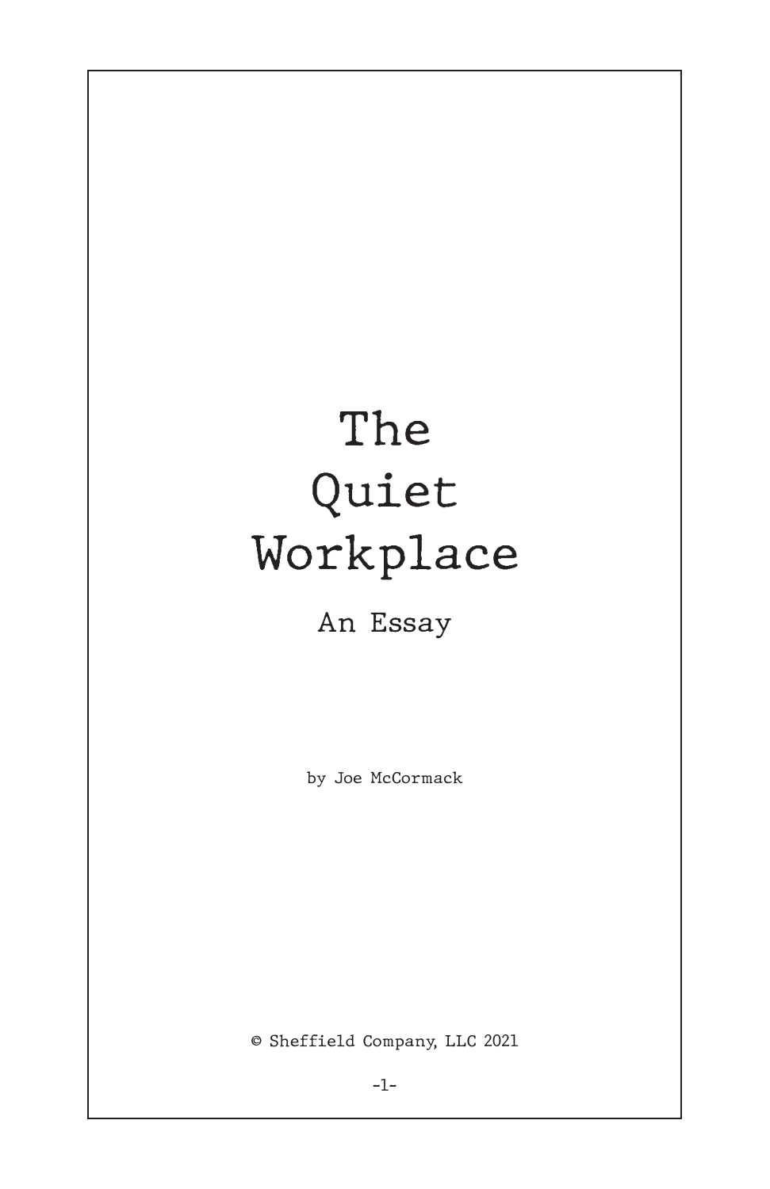# The Quiet Workplace

## An Essay

by Joe McCormack

© Sheffield Company, LLC 2021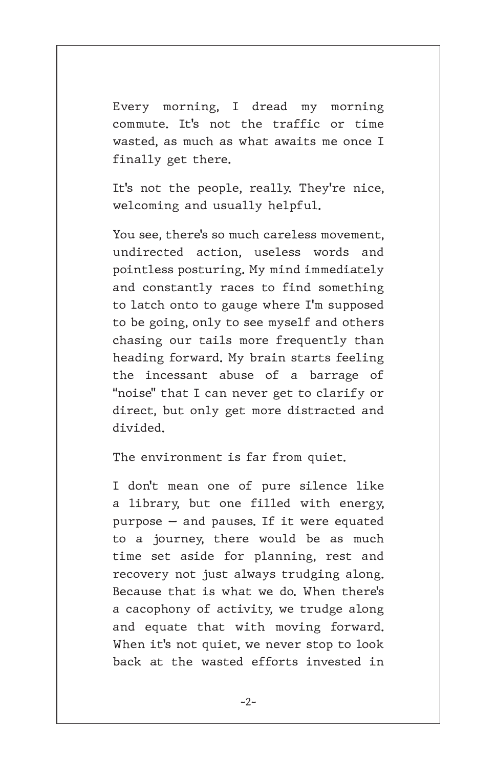Every morning, I dread my morning commute. It's not the traffic or time wasted, as much as what awaits me once I finally get there.

It's not the people, really. They're nice, welcoming and usually helpful.

You see, there's so much careless movement, undirected action, useless words and pointless posturing. My mind immediately and constantly races to find something to latch onto to gauge where I'm supposed to be going, only to see myself and others chasing our tails more frequently than heading forward. My brain starts feeling the incessant abuse of a barrage of "noise" that I can never get to clarify or direct, but only get more distracted and divided.

The environment is far from quiet.

I don't mean one of pure silence like a library, but one filled with energy, purpose — and pauses. If it were equated to a journey, there would be as much time set aside for planning, rest and recovery not just always trudging along. Because that is what we do. When there's a cacophony of activity, we trudge along and equate that with moving forward. When it's not quiet, we never stop to look back at the wasted efforts invested in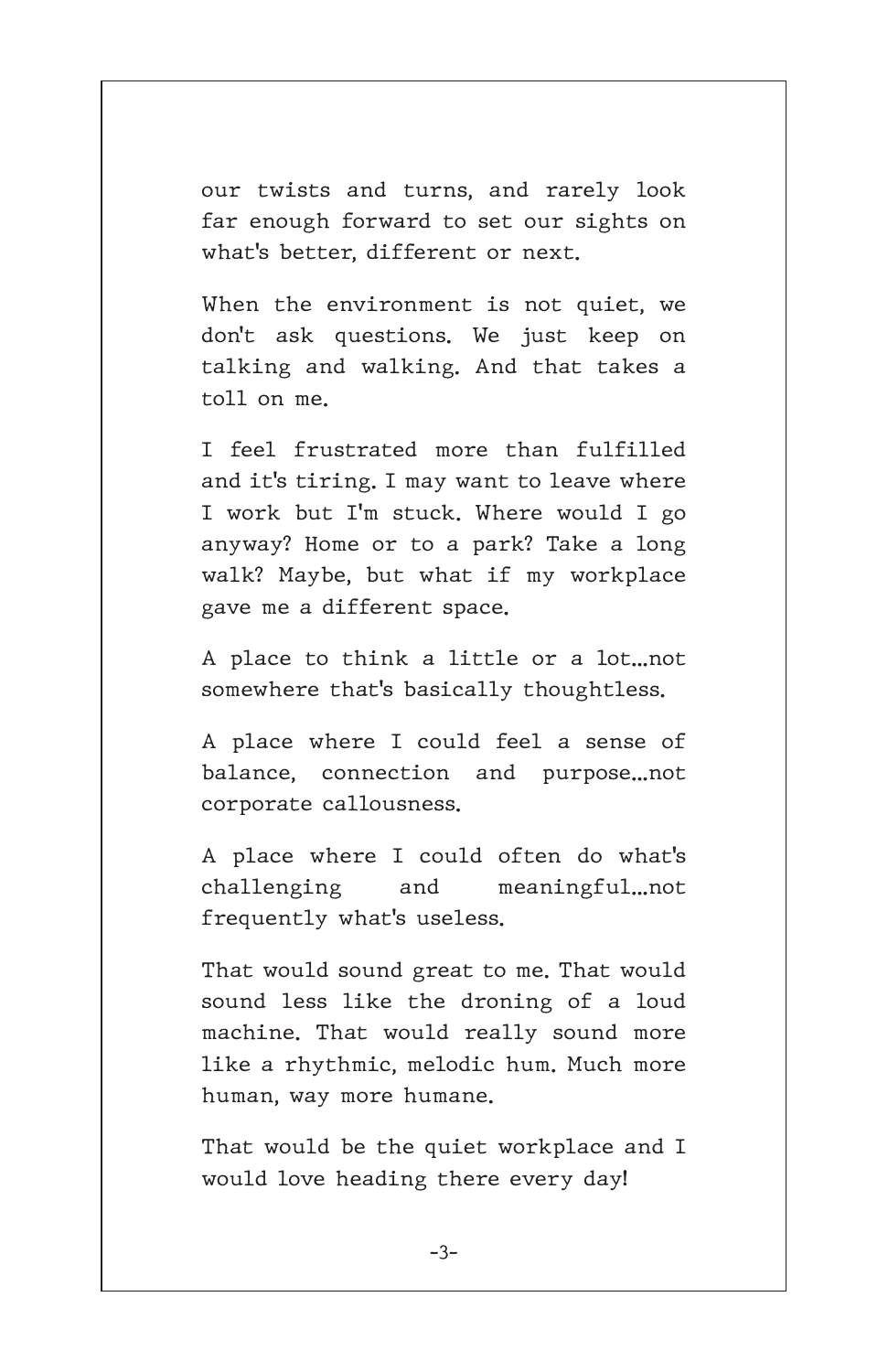our twists and turns, and rarely look far enough forward to set our sights on what's better, different or next.

When the environment is not quiet, we don't ask questions. We just keep on talking and walking. And that takes a toll on me.

I feel frustrated more than fulfilled and it's tiring. I may want to leave where I work but I'm stuck. Where would I go anyway? Home or to a park? Take a long walk? Maybe, but what if my workplace gave me a different space.

A place to think a little or a lot...not somewhere that's basically thoughtless.

A place where I could feel a sense of balance, connection and purpose...not corporate callousness.

A place where I could often do what's challenging and meaningful...not frequently what's useless.

That would sound great to me. That would sound less like the droning of a loud machine. That would really sound more like a rhythmic, melodic hum. Much more human, way more humane.

That would be the quiet workplace and I would love heading there every day!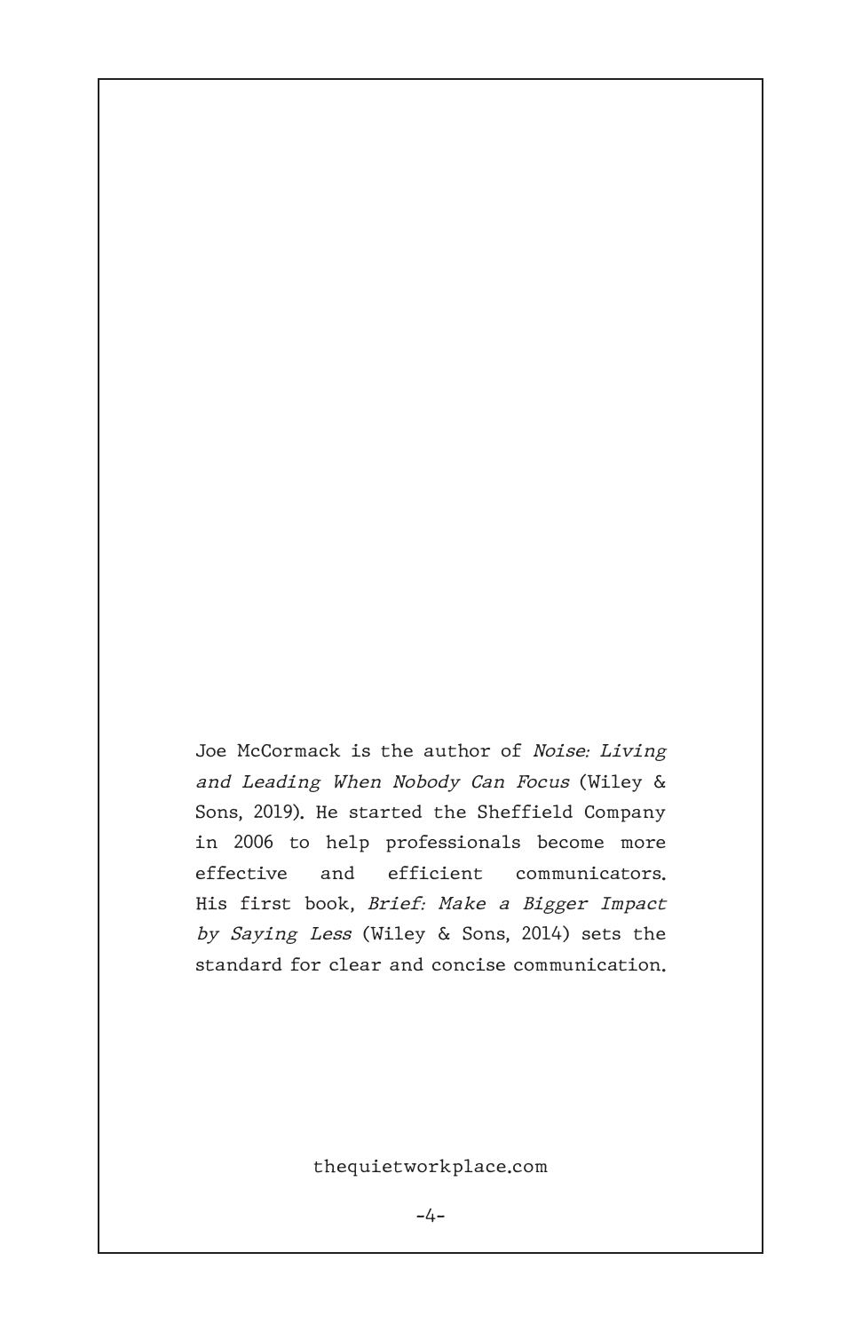Joe McCormack is the author of *Noise: Living and Leading When Nobody Can Focus* (Wiley & Sons, 2019). He started the Sheffield Company in 2006 to help professionals become more effective and efficient communicators. His first book, *Brief: Make a Bigger Impact by Saying Less* (Wiley & Sons, 2014) sets the standard for clear and concise communication.

thequietworkplace.com